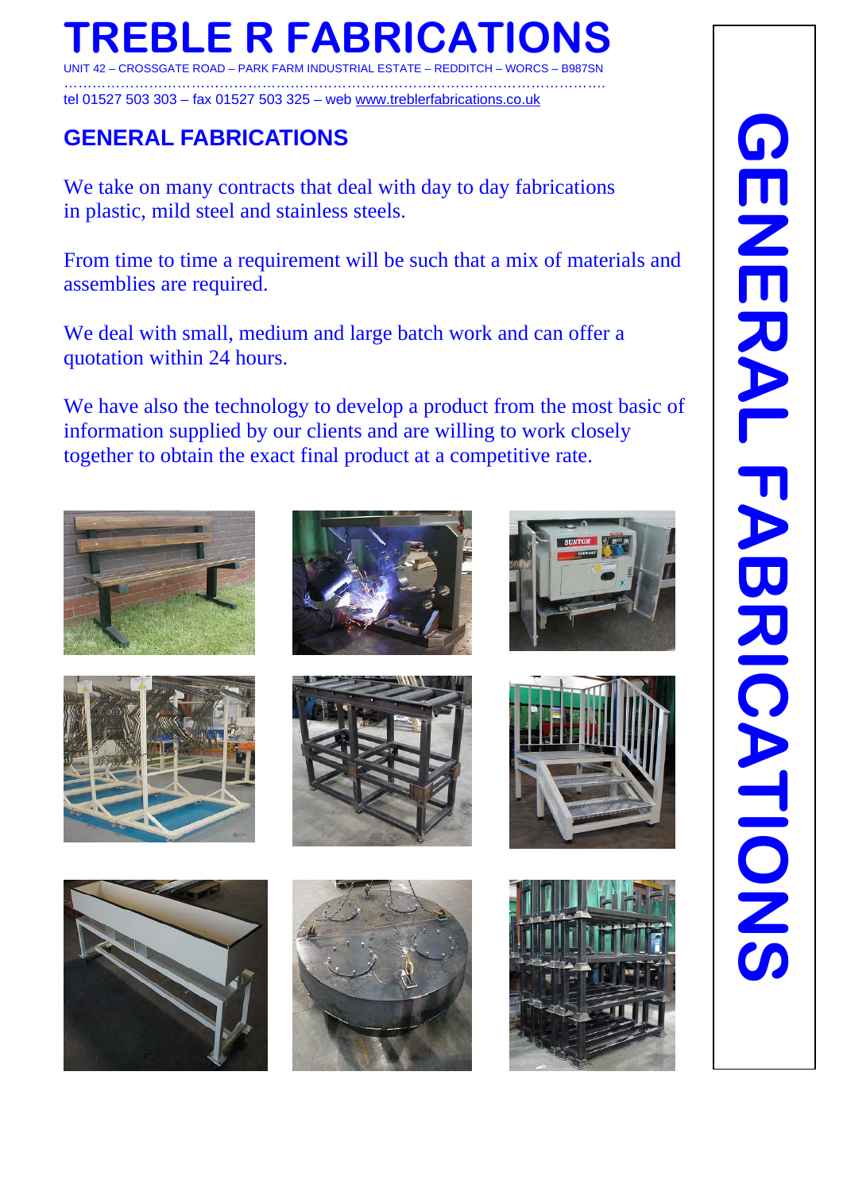# TREBLE R FABRICATIONS

UNIT 42 – CROSSGATE ROAD – PARK FARM INDUSTRIAL ESTATE – REDDITCH – WORCS – B987SN

tel 01527 503 303 – fax 01527 503 325 – web www.treblerfabrications.co.uk

## GENERAL FABRICATIONS

We take on many contracts that deal with day to day fabrications in plastic, mild steel and stainless steels.

From time to time a requirement will be such that a mix of materials and assemblies are required.

We deal with small, medium and large batch work and can offer a quotation within 24 hours.

We have also the technology to develop a product from the most basic of information supplied by our clients and are willing to work closely together to obtain the exact final product at a competitive rate.

GENERAL FABRICATIONS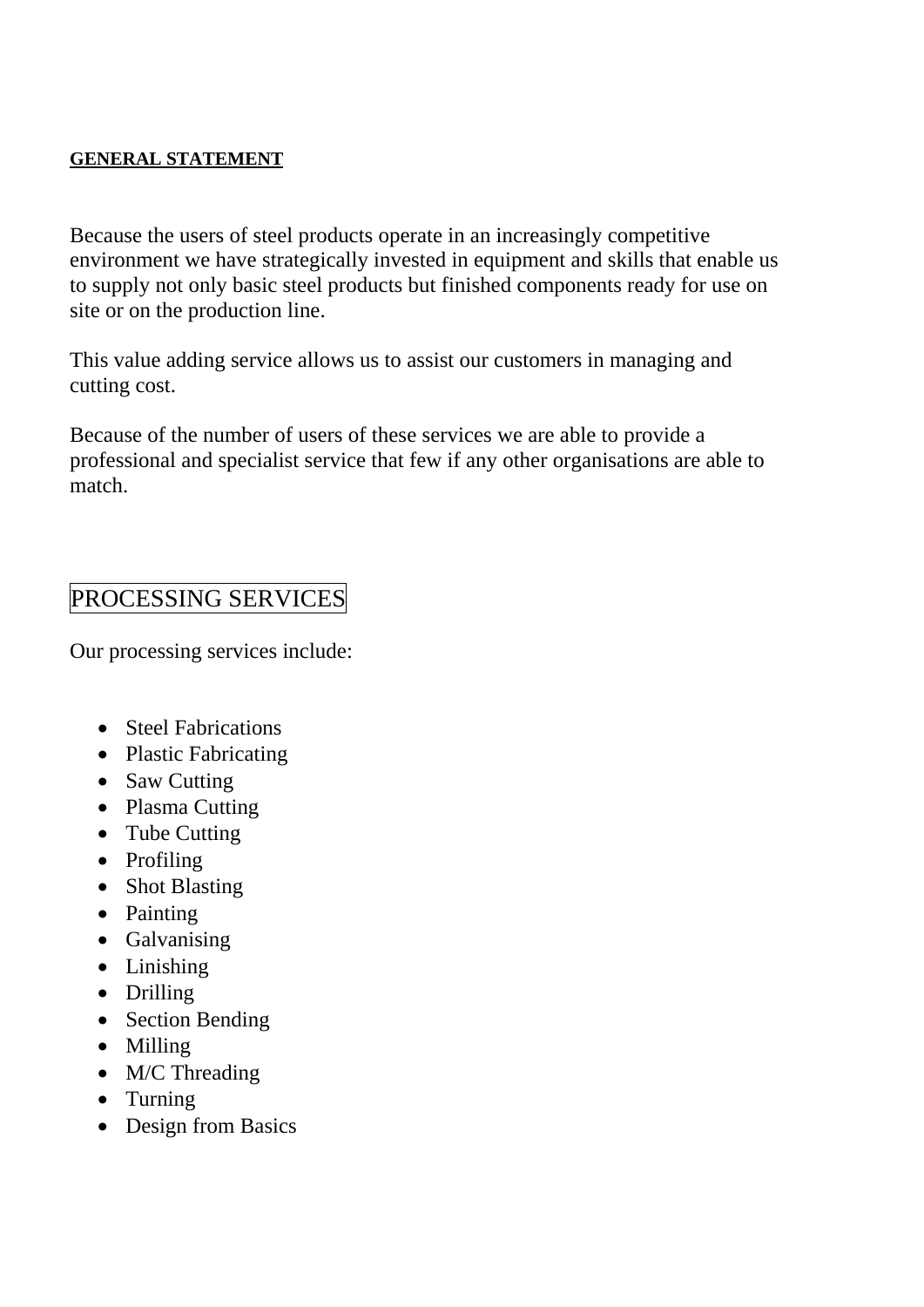## GENERAL STATEMENT

Because the users of steel products operate in an increasingly competitive environment we have strategically invested in equipment and skills that enable us to supply not only basic steel products but finished components ready for use on site or on the production line.

This value adding service allows us to assist our customers in managing and cutting cost.

Because of the number of users of these services we are able to provide a professional and specialist service that few if any other organisations are able to match.

## PROCESSING SERVICES

Our processing services include:

- Steel Fabrications
- Plastic Fabricating
- Saw Cutting
- Plasma Cutting
- Tube Cutting
- Profiling
- Shot Blasting
- Painting
- Galvanising
- Linishing
- Drilling
- Section Bending
- Milling
- M/C Threading
- Turning
- Design from Basics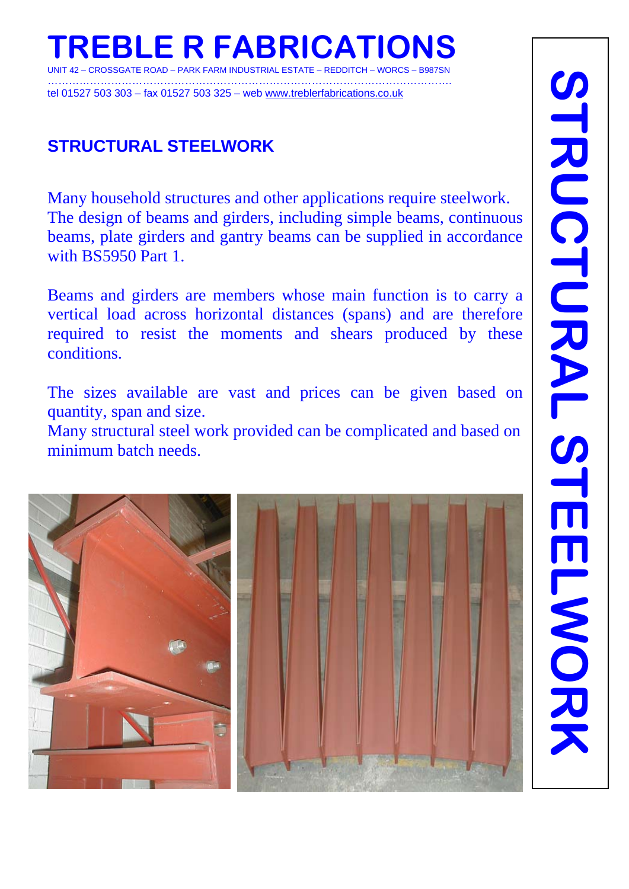# TREBLE R FABRICATIONS

UNIT 42 – CROSSGATE ROAD – PARK FARM INDUSTRIAL ESTATE – REDDITCH – WORCS – B987SN

tel 01527 503 303 – fax 01527 503 325 – web www.treblerfabrications.co.uk

## STRUCTURAL STEELWORK

Many household structures and other applications require steelwork. The design of beams and girders, including simple beams, continuous beams, plate girders and gantry beams can be supplied in accordance with BS5950 Part 1.

Beams and girders are members whose main function is to carry a vertical load across horizontal distances (spans) and are therefore required to resist the moments and shears produced by these conditions.

The sizes available are vast and prices can be given based on quantity, span and size.

Many structural steel work provided can be complicated and based on minimum batch needs.

STRUCTURAL STEELWORK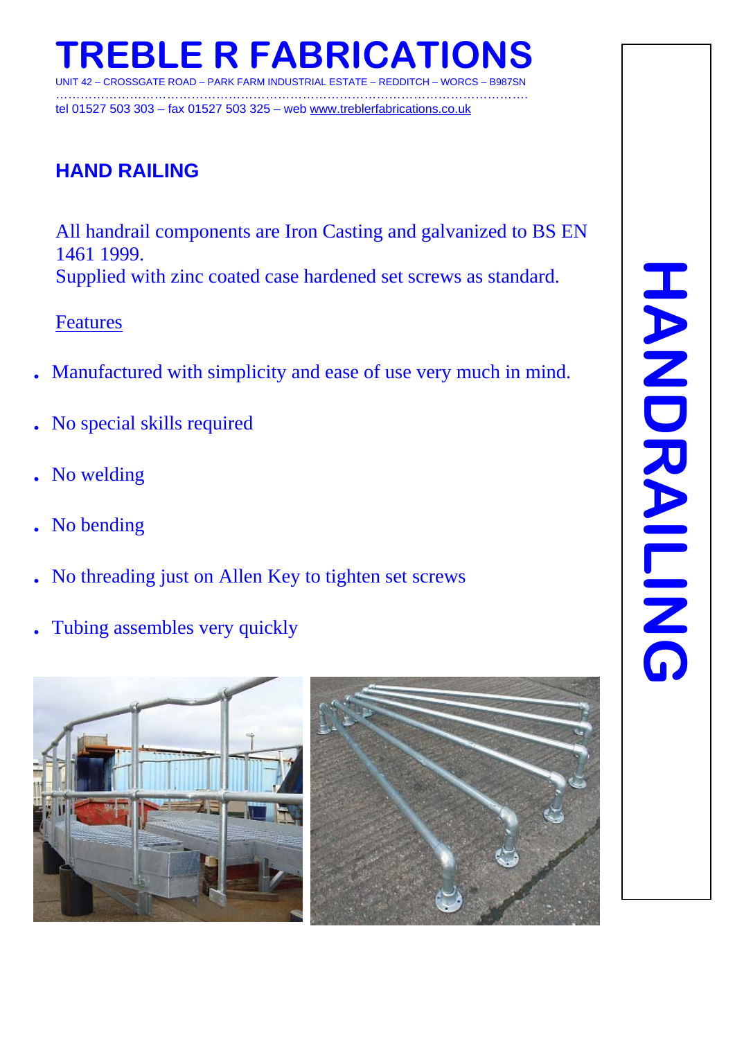# TREBLE R FABRICATIONS

UNIT 42 – CROSSGATE ROAD – PARK FARM INDUSTRIAL ESTATE – REDDITCH – WORCS – B987SN

tel 01527 503 303 – fax 01527 503 325 – web www.treblerfabrications.co.uk

## HAND RAILING

All handrail components are Iron Casting and galvanized to BS EN 1461 1999.
Supplied with zinc coated case hardened set screws as standard.

Features

- Manufactured with simplicity and ease of use very much in mind.
- No special skills required
- No welding
- No bending
- No threading just on Allen Key to tighten set screws
- Tubing assembles very quickly

HANDRAILING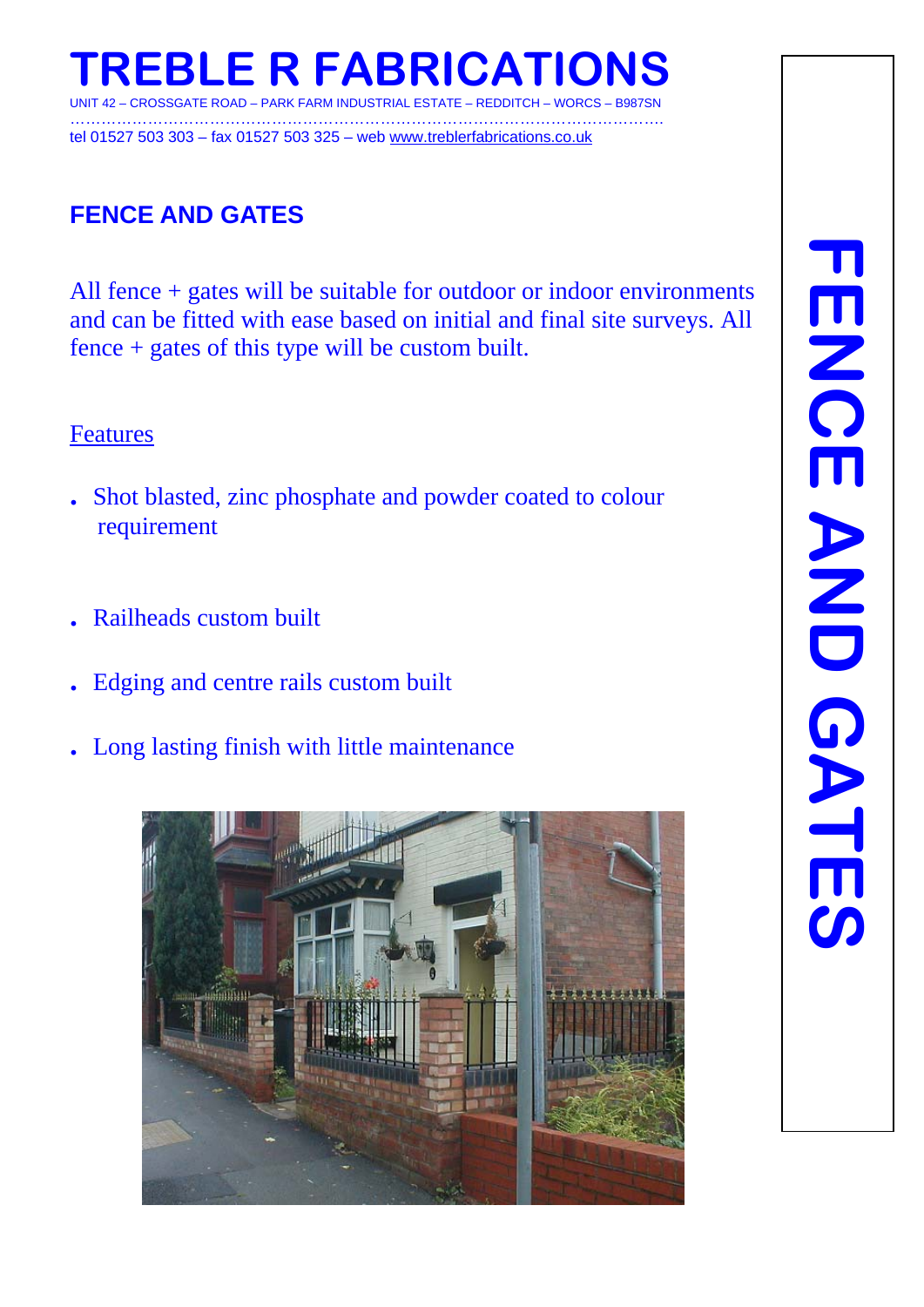# TREBLE R FABRICATIONS

UNIT 42 – CROSSGATE ROAD – PARK FARM INDUSTRIAL ESTATE – REDDITCH – WORCS – B987SN

tel 01527 503 303 – fax 01527 503 325 – web www.treblerfabrications.co.uk

## FENCE AND GATES

All fence + gates will be suitable for outdoor or indoor environments and can be fitted with ease based on initial and final site surveys. All fence + gates of this type will be custom built.

Features

- Shot blasted, zinc phosphate and powder coated to colour requirement
- Railheads custom built
- Edging and centre rails custom built
- Long lasting finish with little maintenance

FENCE AND GATES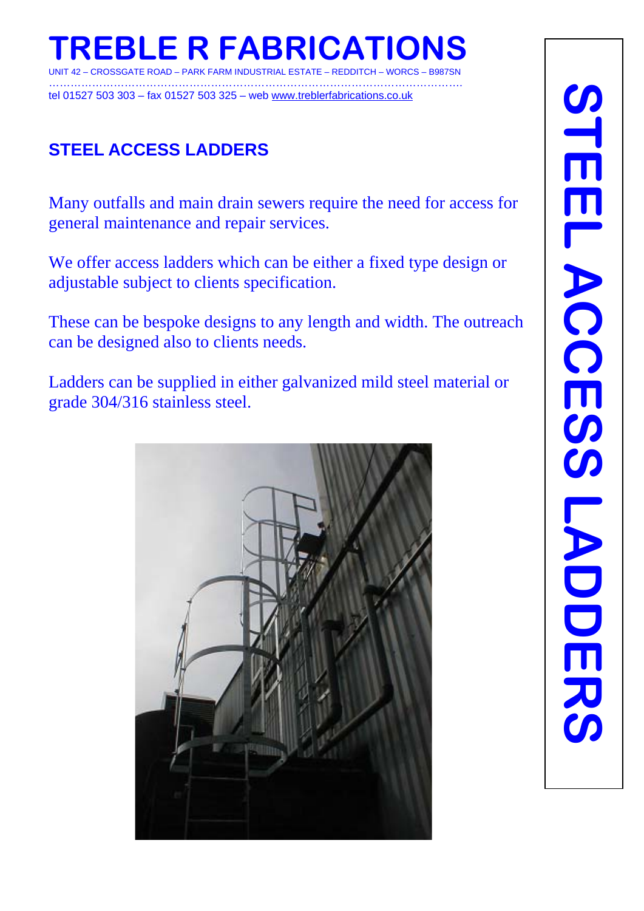# TREBLE R FABRICATIONS

UNIT 42 – CROSSGATE ROAD – PARK FARM INDUSTRIAL ESTATE – REDDITCH – WORCS – B987SN

tel 01527 503 303 – fax 01527 503 325 – web www.treblerfabrications.co.uk

## STEEL ACCESS LADDERS

Many outfalls and main drain sewers require the need for access for general maintenance and repair services.

We offer access ladders which can be either a fixed type design or adjustable subject to clients specification.

These can be bespoke designs to any length and width. The outreach can be designed also to clients needs.

Ladders can be supplied in either galvanized mild steel material or grade 304/316 stainless steel.

STEEL ACCESS LADDERS